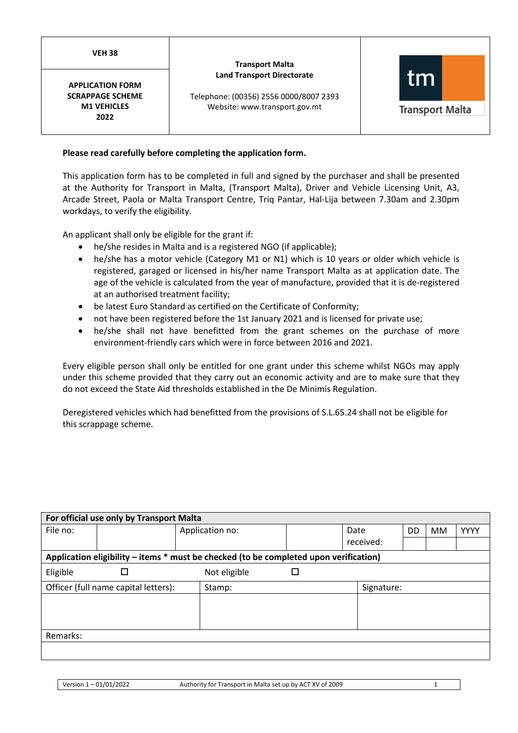| VEH 38 | Transport Malta<br>Land Transport Directorate<br><br>Telephone: (00356) 2556 0000/8007 2393<br>Website: www.transport.gov.mt | tm Transport Malta |
|---|---|---|
| **APPLICATION FORM<br>SCRAPPAGE SCHEME<br>M1 VEHICLES<br>2022** | | |

**Please read carefully before completing the application form.**

This application form has to be completed in full and signed by the purchaser and shall be presented at the Authority for Transport in Malta, (Transport Malta), Driver and Vehicle Licensing Unit, A3, Arcade Street, Paola or Malta Transport Centre, Triq Pantar, Hal-Lija between 7.30am and 2.30pm workdays, to verify the eligibility.

An applicant shall only be eligible for the grant if:

- he/she resides in Malta and is a registered NGO (if applicable);
- he/she has a motor vehicle (Category M1 or N1) which is 10 years or older which vehicle is registered, garaged or licensed in his/her name Transport Malta as at application date. The age of the vehicle is calculated from the year of manufacture, provided that it is de-registered at an authorised treatment facility;
- be latest Euro Standard as certified on the Certificate of Conformity;
- not have been registered before the 1st January 2021 and is licensed for private use;
- he/she shall not have benefitted from the grant schemes on the purchase of more environment-friendly cars which were in force between 2016 and 2021.

Every eligible person shall only be entitled for one grant under this scheme whilst NGOs may apply under this scheme provided that they carry out an economic activity and are to make sure that they do not exceed the State Aid thresholds established in the De Minimis Regulation.

Deregistered vehicles which had benefitted from the provisions of S.L.65.24 shall not be eligible for this scrappage scheme.

| **For official use only by Transport Malta** | | | | | | | |
|---|---|---|---|---|---|---|---|
| File no: | | Application no: | | Date received: | DD | MM | YYYY |
| **Application eligibility – items * must be checked (to be completed upon verification)** | | | | | | | |
| Eligible ☐ | | Not eligible ☐ | | | | | |
| Officer (full name capital letters): | | Stamp: | | Signature: | | | |
| | | | | | | | |
| Remarks: | | | | | | | |
| | | | | | | | |

Version 1 – 01/01/2022 Authority for Transport in Malta set up by ACT XV of 2009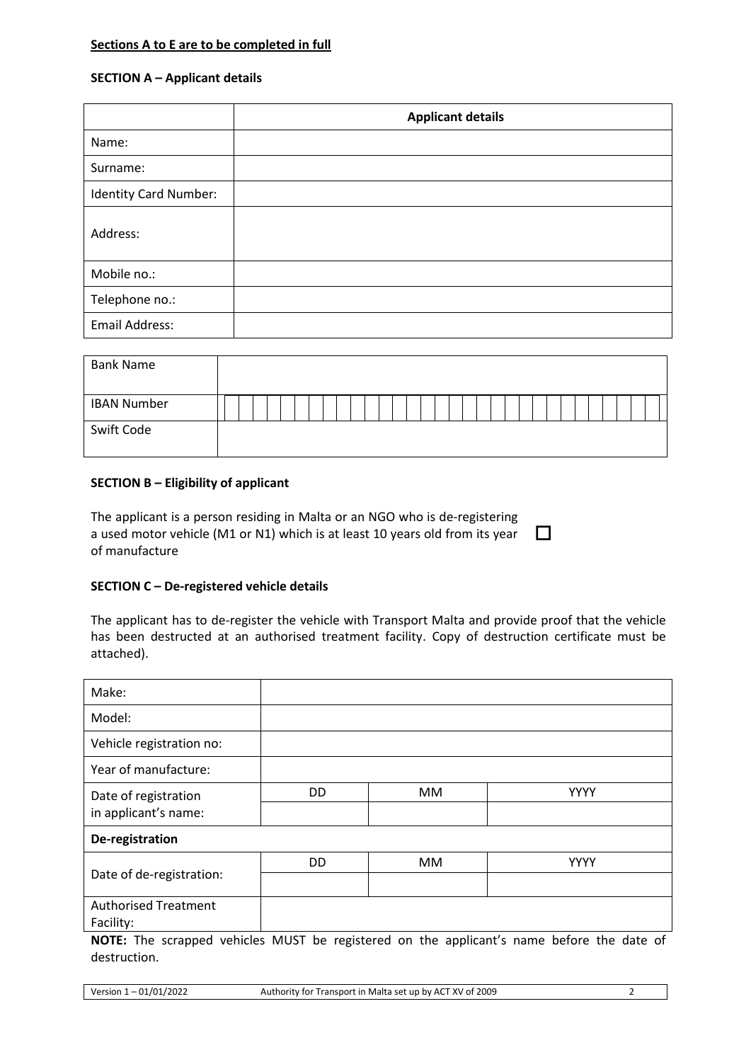**Sections A to E are to be completed in full**

**SECTION A – Applicant details**

| | **Applicant details** |
|---|---|
| Name: | |
| Surname: | |
| Identity Card Number: | |
| Address: | |
| Mobile no.: | |
| Telephone no.: | |
| Email Address: | |

| | |
|---|---|
| Bank Name | |
| IBAN Number | |
| Swift Code | |

**SECTION B – Eligibility of applicant**

The applicant is a person residing in Malta or an NGO who is de-registering a used motor vehicle (M1 or N1) which is at least 10 years old from its year of manufacture ☐

**SECTION C – De-registered vehicle details**

The applicant has to de-register the vehicle with Transport Malta and provide proof that the vehicle has been destructed at an authorised treatment facility. Copy of destruction certificate must be attached).

| | | | |
|---|---|---|---|
| Make: | | | |
| Model: | | | |
| Vehicle registration no: | | | |
| Year of manufacture: | | | |
| Date of registration in applicant's name: | DD | MM | YYYY |
| | | | |
| **De-registration** | | | |
| Date of de-registration: | DD | MM | YYYY |
| | | | |
| Authorised Treatment Facility: | | | |

**NOTE:** The scrapped vehicles MUST be registered on the applicant's name before the date of destruction.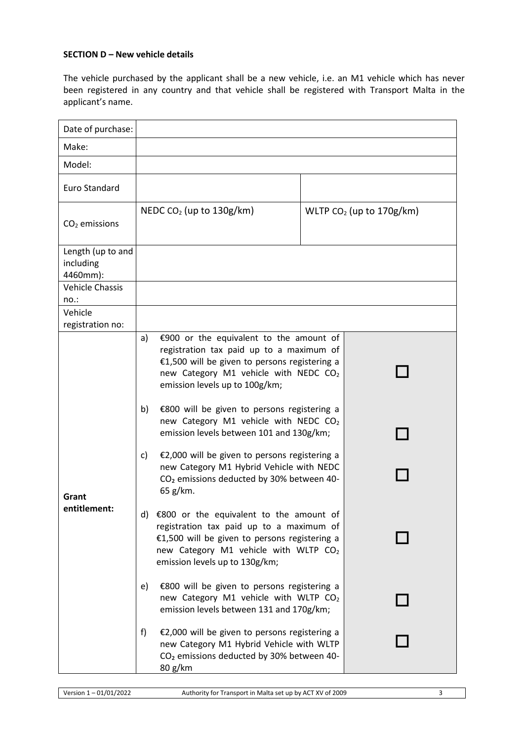**SECTION D – New vehicle details**

The vehicle purchased by the applicant shall be a new vehicle, i.e. an M1 vehicle which has never been registered in any country and that vehicle shall be registered with Transport Malta in the applicant's name.

| | | |
|---|---|---|
| Date of purchase: | | |
| Make: | | |
| Model: | | |
| Euro Standard | | |
| $CO_2$ emissions | NEDC $CO_2$ (up to 130g/km) | WLTP $CO_2$ (up to 170g/km) |
| Length (up to and including 4460mm): | | |
| Vehicle Chassis no.: | | |
| Vehicle registration no: | | |
| **Grant entitlement:** | a) €900 or the equivalent to the amount of registration tax paid up to a maximum of €1,500 will be given to persons registering a new Category M1 vehicle with NEDC $CO_2$ emission levels up to 100g/km; | ☐ |
| | b) €800 will be given to persons registering a new Category M1 vehicle with NEDC $CO_2$ emission levels between 101 and 130g/km; | ☐ |
| | c) €2,000 will be given to persons registering a new Category M1 Hybrid Vehicle with NEDC $CO_2$ emissions deducted by 30% between 40-65 g/km. | ☐ |
| | d) €800 or the equivalent to the amount of registration tax paid up to a maximum of €1,500 will be given to persons registering a new Category M1 vehicle with WLTP $CO_2$ emission levels up to 130g/km; | ☐ |
| | e) €800 will be given to persons registering a new Category M1 vehicle with WLTP $CO_2$ emission levels between 131 and 170g/km; | ☐ |
| | f) €2,000 will be given to persons registering a new Category M1 Hybrid Vehicle with WLTP $CO_2$ emissions deducted by 30% between 40-80 g/km | ☐ |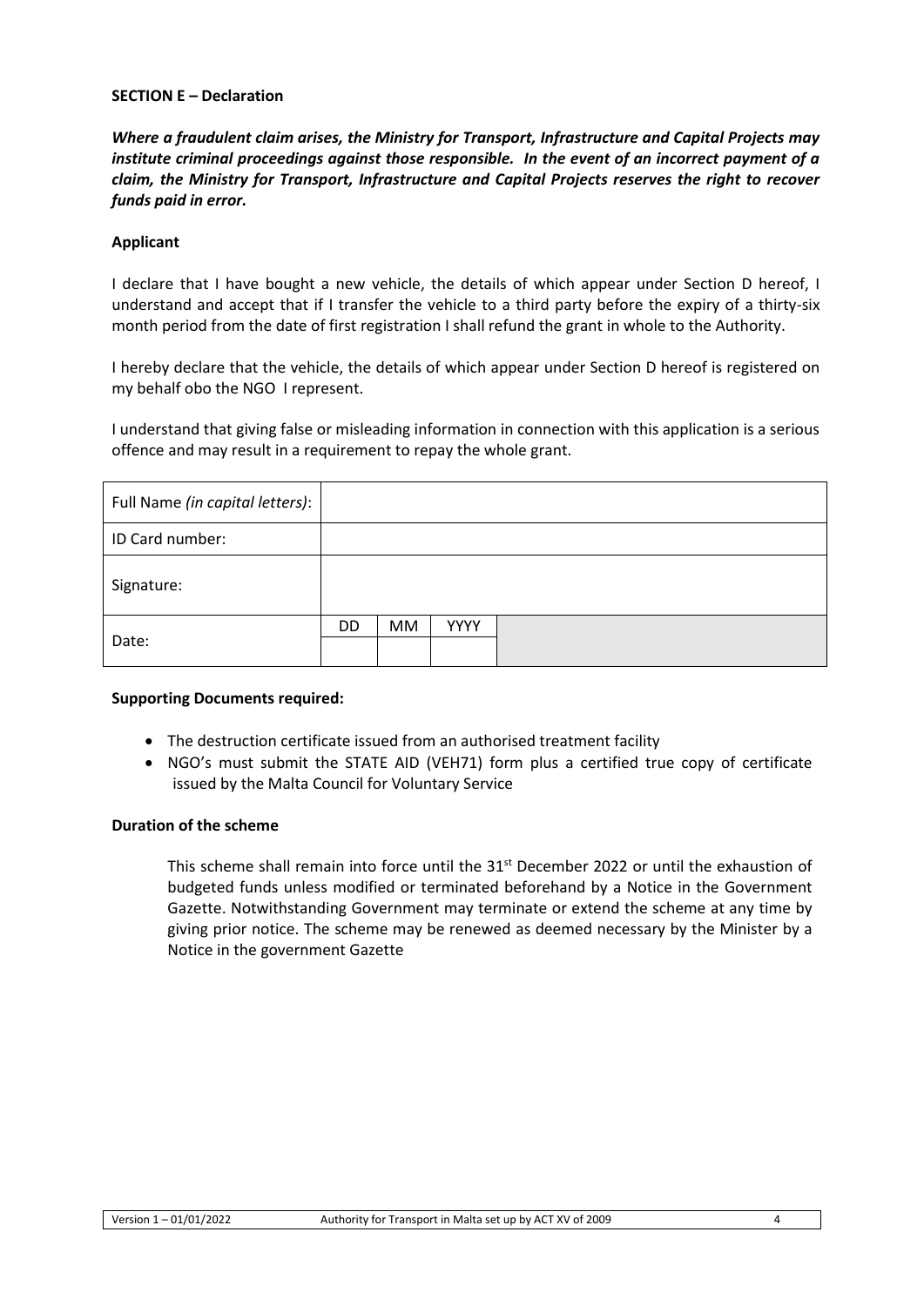**SECTION E – Declaration**

***Where a fraudulent claim arises, the Ministry for Transport, Infrastructure and Capital Projects may institute criminal proceedings against those responsible. In the event of an incorrect payment of a claim, the Ministry for Transport, Infrastructure and Capital Projects reserves the right to recover funds paid in error.***

**Applicant**

I declare that I have bought a new vehicle, the details of which appear under Section D hereof, I understand and accept that if I transfer the vehicle to a third party before the expiry of a thirty-six month period from the date of first registration I shall refund the grant in whole to the Authority.

I hereby declare that the vehicle, the details of which appear under Section D hereof is registered on my behalf obo the NGO I represent.

I understand that giving false or misleading information in connection with this application is a serious offence and may result in a requirement to repay the whole grant.

| Full Name *(in capital letters)*: | | | | |
|---|---|---|---|---|
| ID Card number: | | | | |
| Signature: | | | | |
| Date: | DD | MM | YYYY | |
| | | | | |

**Supporting Documents required:**

- The destruction certificate issued from an authorised treatment facility
- NGO's must submit the STATE AID (VEH71) form plus a certified true copy of certificate issued by the Malta Council for Voluntary Service

**Duration of the scheme**

This scheme shall remain into force until the 31st December 2022 or until the exhaustion of budgeted funds unless modified or terminated beforehand by a Notice in the Government Gazette. Notwithstanding Government may terminate or extend the scheme at any time by giving prior notice. The scheme may be renewed as deemed necessary by the Minister by a Notice in the government Gazette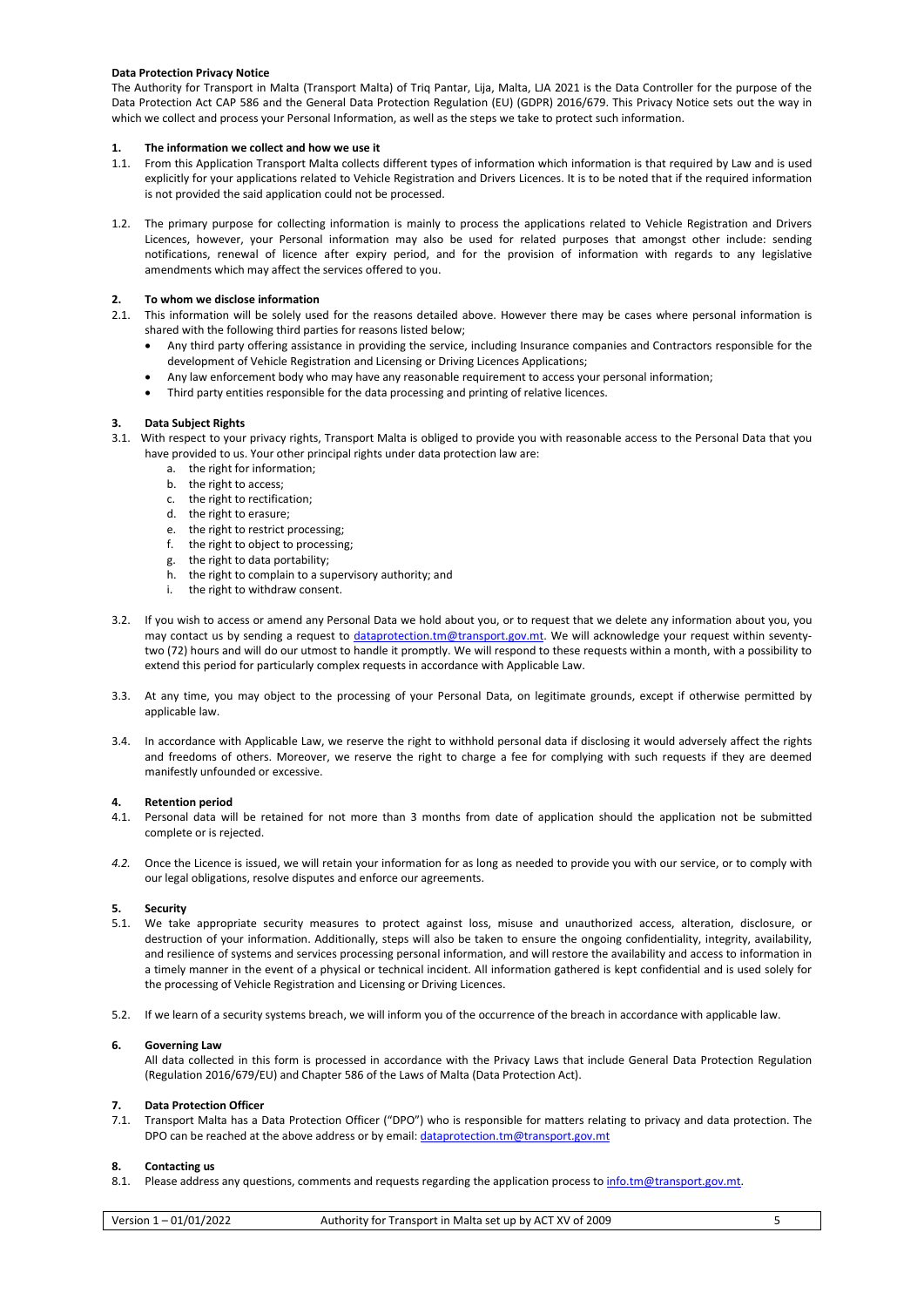**Data Protection Privacy Notice**

The Authority for Transport in Malta (Transport Malta) of Triq Pantar, Lija, Malta, LJA 2021 is the Data Controller for the purpose of the Data Protection Act CAP 586 and the General Data Protection Regulation (EU) (GDPR) 2016/679. This Privacy Notice sets out the way in which we collect and process your Personal Information, as well as the steps we take to protect such information.

**1. The information we collect and how we use it**

1.1. From this Application Transport Malta collects different types of information which information is that required by Law and is used explicitly for your applications related to Vehicle Registration and Drivers Licences. It is to be noted that if the required information is not provided the said application could not be processed.

1.2. The primary purpose for collecting information is mainly to process the applications related to Vehicle Registration and Drivers Licences, however, your Personal information may also be used for related purposes that amongst other include: sending notifications, renewal of licence after expiry period, and for the provision of information with regards to any legislative amendments which may affect the services offered to you.

**2. To whom we disclose information**

2.1. This information will be solely used for the reasons detailed above. However there may be cases where personal information is shared with the following third parties for reasons listed below;

- Any third party offering assistance in providing the service, including Insurance companies and Contractors responsible for the development of Vehicle Registration and Licensing or Driving Licences Applications;
- Any law enforcement body who may have any reasonable requirement to access your personal information;
- Third party entities responsible for the data processing and printing of relative licences.

**3. Data Subject Rights**

3.1. With respect to your privacy rights, Transport Malta is obliged to provide you with reasonable access to the Personal Data that you have provided to us. Your other principal rights under data protection law are:

a. the right for information;
b. the right to access;
c. the right to rectification;
d. the right to erasure;
e. the right to restrict processing;
f. the right to object to processing;
g. the right to data portability;
h. the right to complain to a supervisory authority; and
i. the right to withdraw consent.

3.2. If you wish to access or amend any Personal Data we hold about you, or to request that we delete any information about you, you may contact us by sending a request to dataprotection.tm@transport.gov.mt. We will acknowledge your request within seventy-two (72) hours and will do our utmost to handle it promptly. We will respond to these requests within a month, with a possibility to extend this period for particularly complex requests in accordance with Applicable Law.

3.3. At any time, you may object to the processing of your Personal Data, on legitimate grounds, except if otherwise permitted by applicable law.

3.4. In accordance with Applicable Law, we reserve the right to withhold personal data if disclosing it would adversely affect the rights and freedoms of others. Moreover, we reserve the right to charge a fee for complying with such requests if they are deemed manifestly unfounded or excessive.

**4. Retention period**

4.1. Personal data will be retained for not more than 3 months from date of application should the application not be submitted complete or is rejected.

*4.2.* Once the Licence is issued, we will retain your information for as long as needed to provide you with our service, or to comply with our legal obligations, resolve disputes and enforce our agreements.

**5. Security**

5.1. We take appropriate security measures to protect against loss, misuse and unauthorized access, alteration, disclosure, or destruction of your information. Additionally, steps will also be taken to ensure the ongoing confidentiality, integrity, availability, and resilience of systems and services processing personal information, and will restore the availability and access to information in a timely manner in the event of a physical or technical incident. All information gathered is kept confidential and is used solely for the processing of Vehicle Registration and Licensing or Driving Licences.

5.2. If we learn of a security systems breach, we will inform you of the occurrence of the breach in accordance with applicable law.

**6. Governing Law**

All data collected in this form is processed in accordance with the Privacy Laws that include General Data Protection Regulation (Regulation 2016/679/EU) and Chapter 586 of the Laws of Malta (Data Protection Act).

**7. Data Protection Officer**

7.1. Transport Malta has a Data Protection Officer ("DPO") who is responsible for matters relating to privacy and data protection. The DPO can be reached at the above address or by email: dataprotection.tm@transport.gov.mt

**8. Contacting us**

8.1. Please address any questions, comments and requests regarding the application process to info.tm@transport.gov.mt.

Version 1 – 01/01/2022 | Authority for Transport in Malta set up by ACT XV of 2009